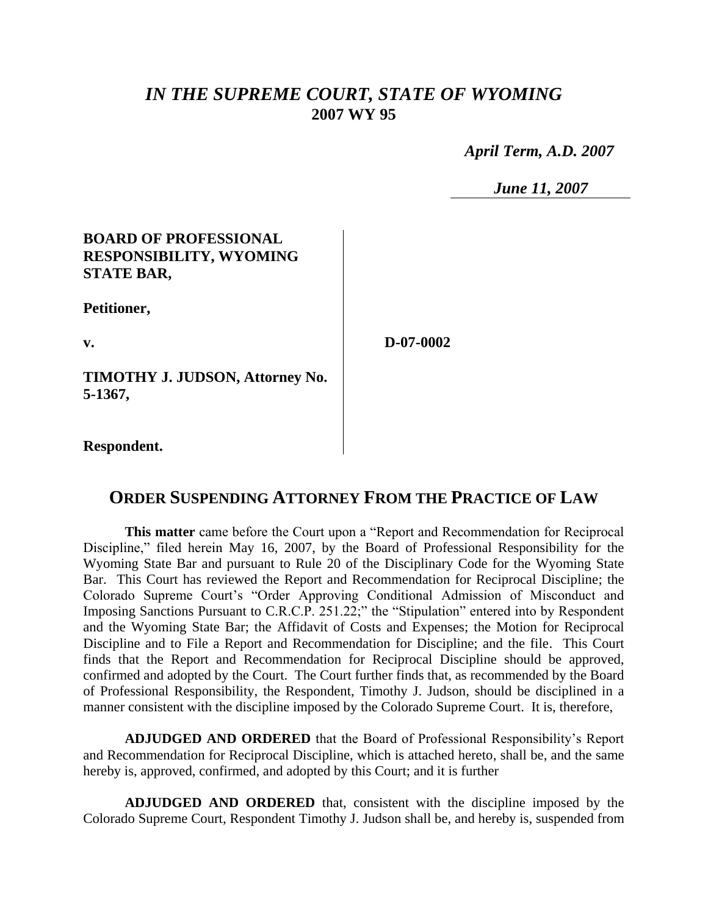# *IN THE SUPREME COURT, STATE OF WYOMING*
## 2007 WY 95

*April Term, A.D. 2007*

*June 11, 2007*

**BOARD OF PROFESSIONAL RESPONSIBILITY, WYOMING STATE BAR,**

**Petitioner,**

**v.**

**D-07-0002**

**TIMOTHY J. JUDSON, Attorney No. 5-1367,**

**Respondent.**

## ORDER SUSPENDING ATTORNEY FROM THE PRACTICE OF LAW

**This matter** came before the Court upon a "Report and Recommendation for Reciprocal Discipline," filed herein May 16, 2007, by the Board of Professional Responsibility for the Wyoming State Bar and pursuant to Rule 20 of the Disciplinary Code for the Wyoming State Bar. This Court has reviewed the Report and Recommendation for Reciprocal Discipline; the Colorado Supreme Court's "Order Approving Conditional Admission of Misconduct and Imposing Sanctions Pursuant to C.R.C.P. 251.22;" the "Stipulation" entered into by Respondent and the Wyoming State Bar; the Affidavit of Costs and Expenses; the Motion for Reciprocal Discipline and to File a Report and Recommendation for Discipline; and the file. This Court finds that the Report and Recommendation for Reciprocal Discipline should be approved, confirmed and adopted by the Court. The Court further finds that, as recommended by the Board of Professional Responsibility, the Respondent, Timothy J. Judson, should be disciplined in a manner consistent with the discipline imposed by the Colorado Supreme Court. It is, therefore,

**ADJUDGED AND ORDERED** that the Board of Professional Responsibility's Report and Recommendation for Reciprocal Discipline, which is attached hereto, shall be, and the same hereby is, approved, confirmed, and adopted by this Court; and it is further

**ADJUDGED AND ORDERED** that, consistent with the discipline imposed by the Colorado Supreme Court, Respondent Timothy J. Judson shall be, and hereby is, suspended from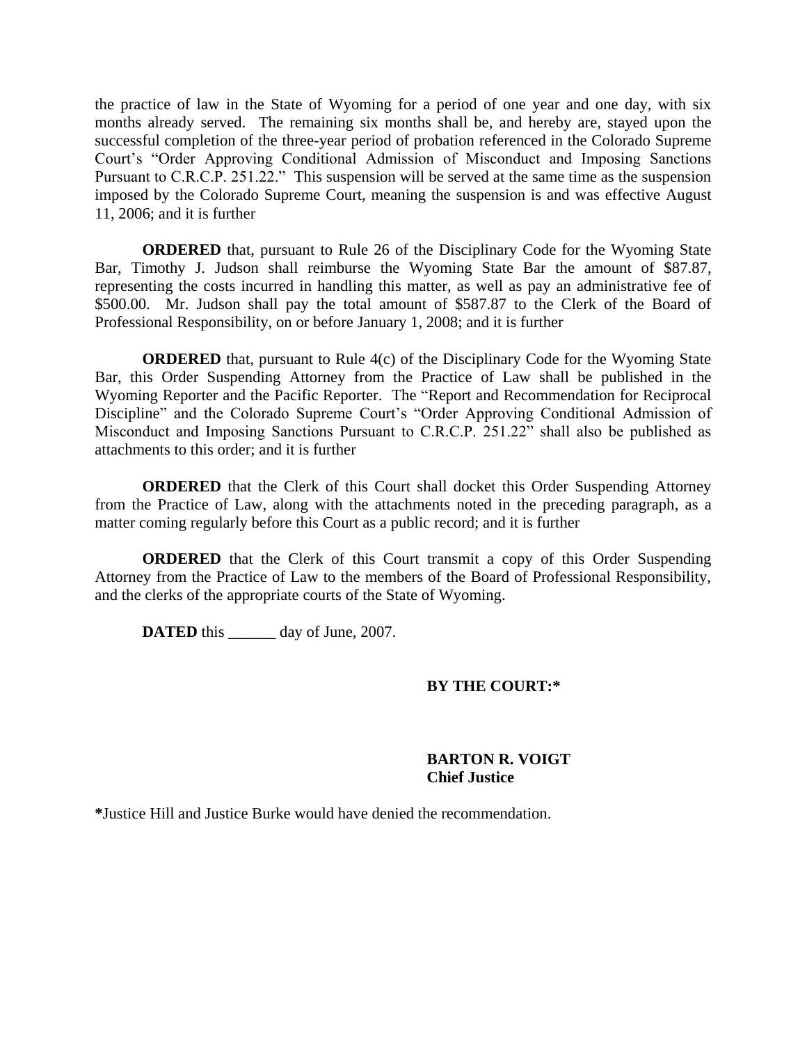the practice of law in the State of Wyoming for a period of one year and one day, with six months already served. The remaining six months shall be, and hereby are, stayed upon the successful completion of the three-year period of probation referenced in the Colorado Supreme Court's "Order Approving Conditional Admission of Misconduct and Imposing Sanctions Pursuant to C.R.C.P. 251.22." This suspension will be served at the same time as the suspension imposed by the Colorado Supreme Court, meaning the suspension is and was effective August 11, 2006; and it is further

**ORDERED** that, pursuant to Rule 26 of the Disciplinary Code for the Wyoming State Bar, Timothy J. Judson shall reimburse the Wyoming State Bar the amount of $87.87, representing the costs incurred in handling this matter, as well as pay an administrative fee of $500.00. Mr. Judson shall pay the total amount of $587.87 to the Clerk of the Board of Professional Responsibility, on or before January 1, 2008; and it is further

**ORDERED** that, pursuant to Rule 4(c) of the Disciplinary Code for the Wyoming State Bar, this Order Suspending Attorney from the Practice of Law shall be published in the Wyoming Reporter and the Pacific Reporter. The "Report and Recommendation for Reciprocal Discipline" and the Colorado Supreme Court's "Order Approving Conditional Admission of Misconduct and Imposing Sanctions Pursuant to C.R.C.P. 251.22" shall also be published as attachments to this order; and it is further

**ORDERED** that the Clerk of this Court shall docket this Order Suspending Attorney from the Practice of Law, along with the attachments noted in the preceding paragraph, as a matter coming regularly before this Court as a public record; and it is further

**ORDERED** that the Clerk of this Court transmit a copy of this Order Suspending Attorney from the Practice of Law to the members of the Board of Professional Responsibility, and the clerks of the appropriate courts of the State of Wyoming.

**DATED** this ______ day of June, 2007.

**BY THE COURT:***

**BARTON R. VOIGT**
**Chief Justice**

***Justice Hill and Justice Burke would have denied the recommendation.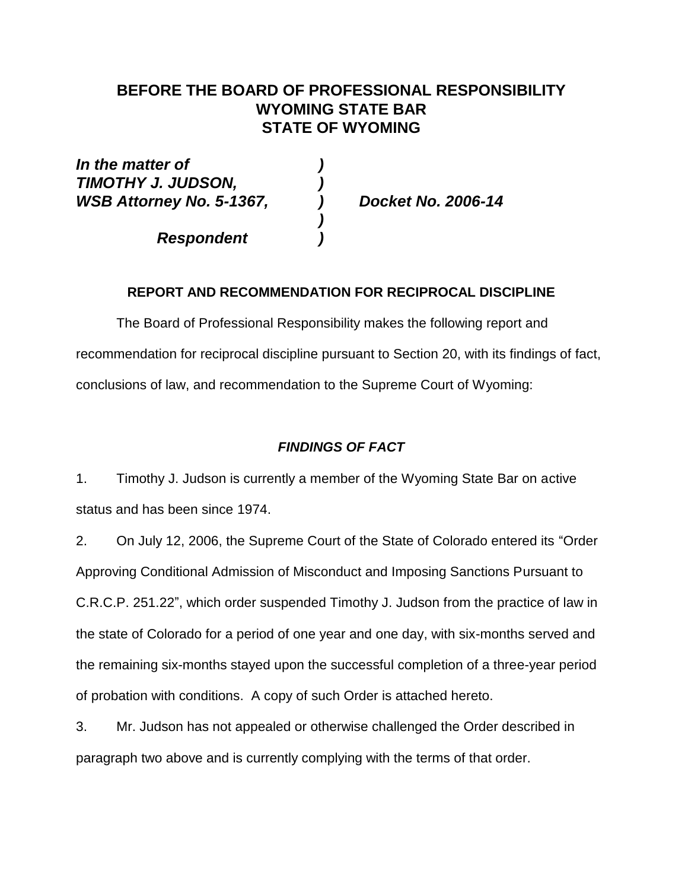## BEFORE THE BOARD OF PROFESSIONAL RESPONSIBILITY
## WYOMING STATE BAR
## STATE OF WYOMING

***In the matter of*** )
***TIMOTHY J. JUDSON,*** )
***WSB Attorney No. 5-1367,*** ) ***Docket No. 2006-14***
)
***Respondent*** )

**REPORT AND RECOMMENDATION FOR RECIPROCAL DISCIPLINE**

The Board of Professional Responsibility makes the following report and recommendation for reciprocal discipline pursuant to Section 20, with its findings of fact, conclusions of law, and recommendation to the Supreme Court of Wyoming:

***FINDINGS OF FACT***

1. Timothy J. Judson is currently a member of the Wyoming State Bar on active status and has been since 1974.

2. On July 12, 2006, the Supreme Court of the State of Colorado entered its "Order Approving Conditional Admission of Misconduct and Imposing Sanctions Pursuant to C.R.C.P. 251.22", which order suspended Timothy J. Judson from the practice of law in the state of Colorado for a period of one year and one day, with six-months served and the remaining six-months stayed upon the successful completion of a three-year period of probation with conditions. A copy of such Order is attached hereto.

3. Mr. Judson has not appealed or otherwise challenged the Order described in paragraph two above and is currently complying with the terms of that order.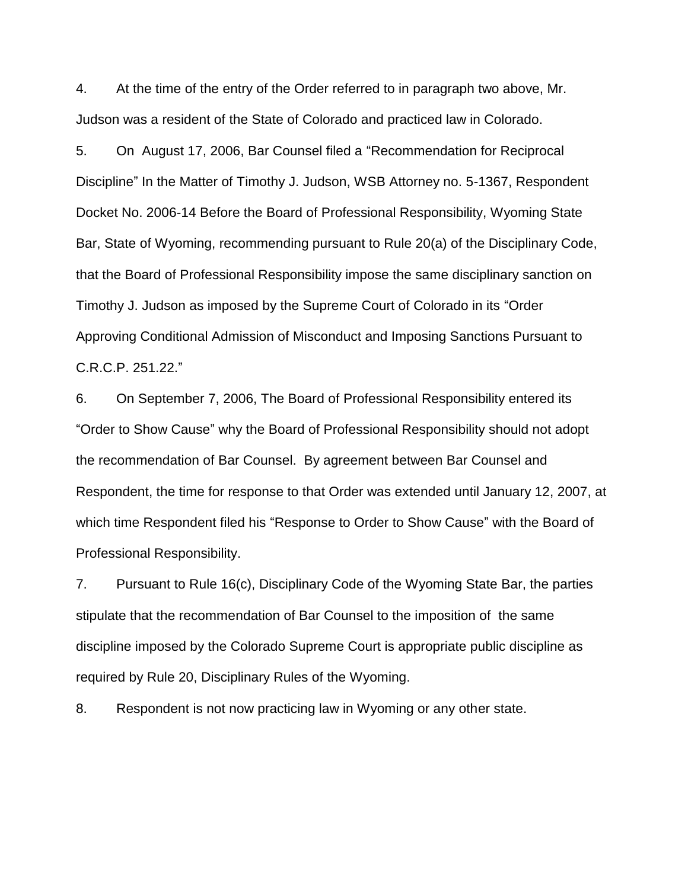4. At the time of the entry of the Order referred to in paragraph two above, Mr. Judson was a resident of the State of Colorado and practiced law in Colorado.

5. On August 17, 2006, Bar Counsel filed a "Recommendation for Reciprocal Discipline" In the Matter of Timothy J. Judson, WSB Attorney no. 5-1367, Respondent Docket No. 2006-14 Before the Board of Professional Responsibility, Wyoming State Bar, State of Wyoming, recommending pursuant to Rule 20(a) of the Disciplinary Code, that the Board of Professional Responsibility impose the same disciplinary sanction on Timothy J. Judson as imposed by the Supreme Court of Colorado in its "Order Approving Conditional Admission of Misconduct and Imposing Sanctions Pursuant to C.R.C.P. 251.22."

6. On September 7, 2006, The Board of Professional Responsibility entered its "Order to Show Cause" why the Board of Professional Responsibility should not adopt the recommendation of Bar Counsel. By agreement between Bar Counsel and Respondent, the time for response to that Order was extended until January 12, 2007, at which time Respondent filed his "Response to Order to Show Cause" with the Board of Professional Responsibility.

7. Pursuant to Rule 16(c), Disciplinary Code of the Wyoming State Bar, the parties stipulate that the recommendation of Bar Counsel to the imposition of the same discipline imposed by the Colorado Supreme Court is appropriate public discipline as required by Rule 20, Disciplinary Rules of the Wyoming.

8. Respondent is not now practicing law in Wyoming or any other state.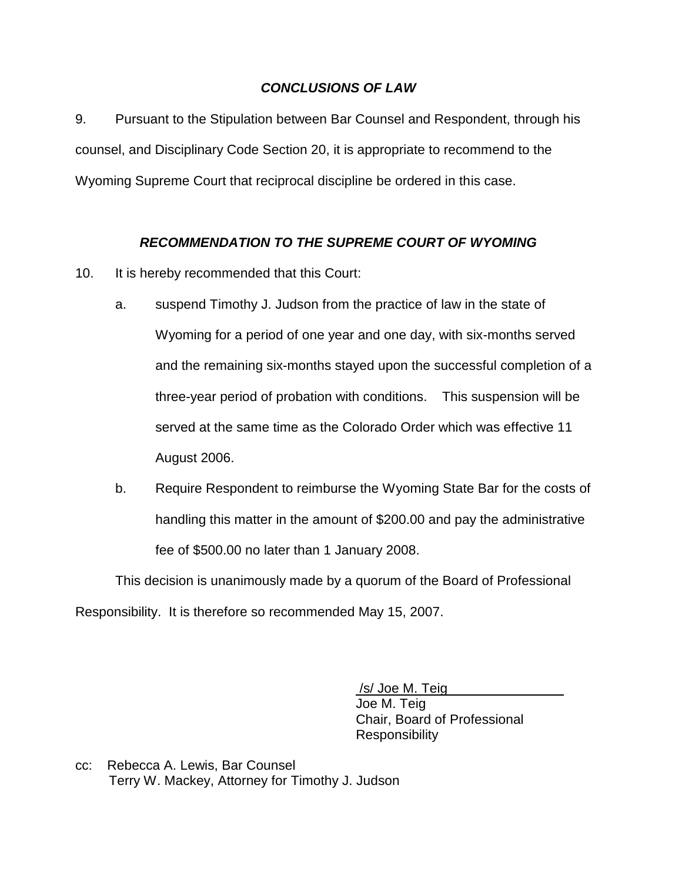### ***CONCLUSIONS OF LAW***

9. Pursuant to the Stipulation between Bar Counsel and Respondent, through his counsel, and Disciplinary Code Section 20, it is appropriate to recommend to the Wyoming Supreme Court that reciprocal discipline be ordered in this case.

### ***RECOMMENDATION TO THE SUPREME COURT OF WYOMING***

10. It is hereby recommended that this Court:

   a. suspend Timothy J. Judson from the practice of law in the state of Wyoming for a period of one year and one day, with six-months served and the remaining six-months stayed upon the successful completion of a three-year period of probation with conditions. This suspension will be served at the same time as the Colorado Order which was effective 11 August 2006.

   b. Require Respondent to reimburse the Wyoming State Bar for the costs of handling this matter in the amount of $200.00 and pay the administrative fee of $500.00 no later than 1 January 2008.

This decision is unanimously made by a quorum of the Board of Professional Responsibility. It is therefore so recommended May 15, 2007.

/s/ Joe M. Teig
Joe M. Teig
Chair, Board of Professional Responsibility

cc: Rebecca A. Lewis, Bar Counsel
Terry W. Mackey, Attorney for Timothy J. Judson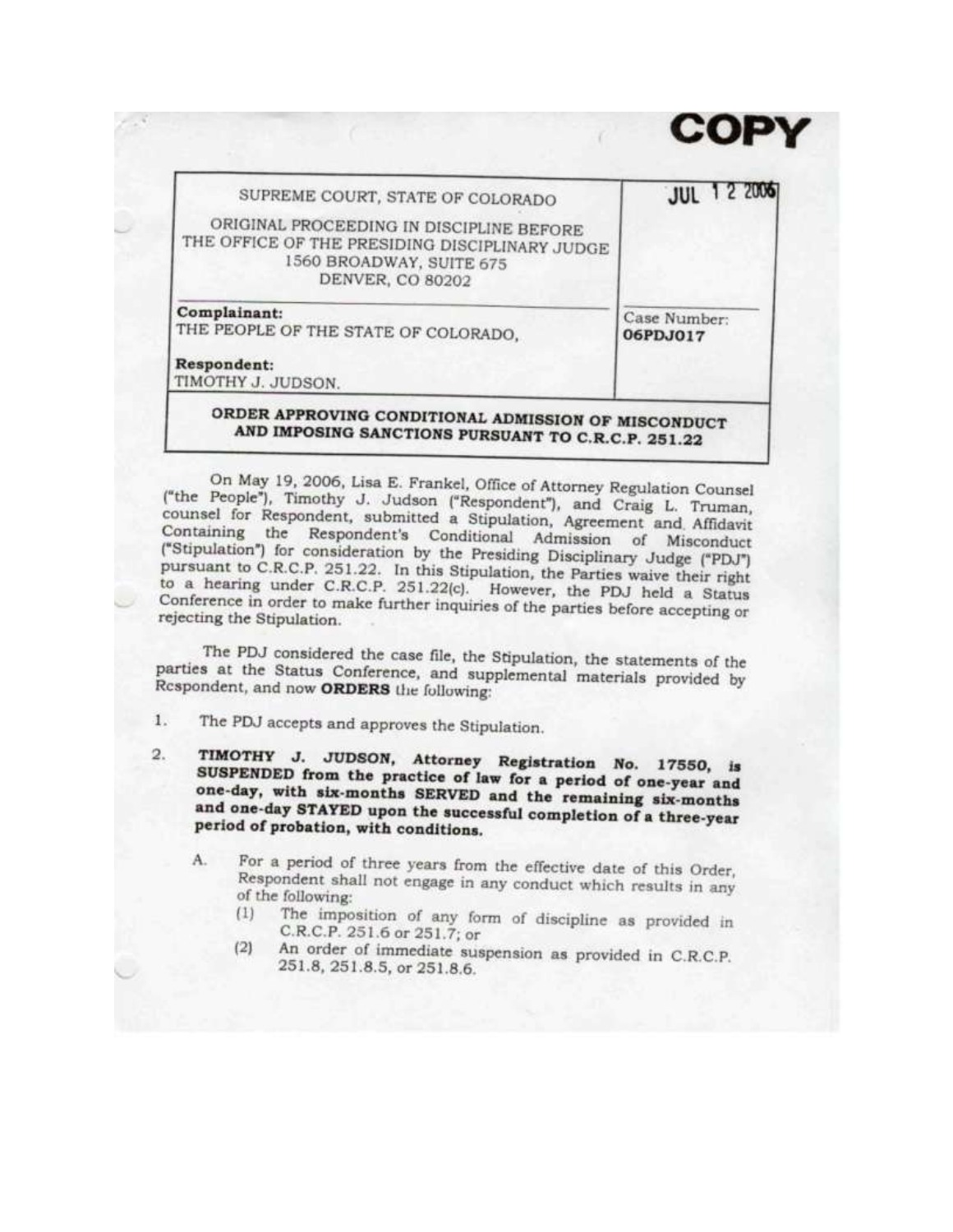**COPY**

| SUPREME COURT, STATE OF COLORADO<br><br>ORIGINAL PROCEEDING IN DISCIPLINE BEFORE THE OFFICE OF THE PRESIDING DISCIPLINARY JUDGE<br>1560 BROADWAY, SUITE 675<br>DENVER, CO 80202 | JUL 12 2006 |
|---|---|
| **Complainant:**<br>THE PEOPLE OF THE STATE OF COLORADO,<br><br>**Respondent:**<br>TIMOTHY J. JUDSON. | Case Number:<br>**06PDJ017** |

**ORDER APPROVING CONDITIONAL ADMISSION OF MISCONDUCT AND IMPOSING SANCTIONS PURSUANT TO C.R.C.P. 251.22**

On May 19, 2006, Lisa E. Frankel, Office of Attorney Regulation Counsel ("the People"), Timothy J. Judson ("Respondent"), and Craig L. Truman, counsel for Respondent, submitted a Stipulation, Agreement and Affidavit Containing the Respondent's Conditional Admission of Misconduct ("Stipulation") for consideration by the Presiding Disciplinary Judge ("PDJ") pursuant to C.R.C.P. 251.22. In this Stipulation, the Parties waive their right to a hearing under C.R.C.P. 251.22(c). However, the PDJ held a Status Conference in order to make further inquiries of the parties before accepting or rejecting the Stipulation.

The PDJ considered the case file, the Stipulation, the statements of the parties at the Status Conference, and supplemental materials provided by Respondent, and now **ORDERS** the following:

1. The PDJ accepts and approves the Stipulation.

2. **TIMOTHY J. JUDSON, Attorney Registration No. 17550, is SUSPENDED from the practice of law for a period of one-year and one-day, with six-months SERVED and the remaining six-months and one-day STAYED upon the successful completion of a three-year period of probation, with conditions.**

   A. For a period of three years from the effective date of this Order, Respondent shall not engage in any conduct which results in any of the following:

      (1) The imposition of any form of discipline as provided in C.R.C.P. 251.6 or 251.7; or

      (2) An order of immediate suspension as provided in C.R.C.P. 251.8, 251.8.5, or 251.8.6.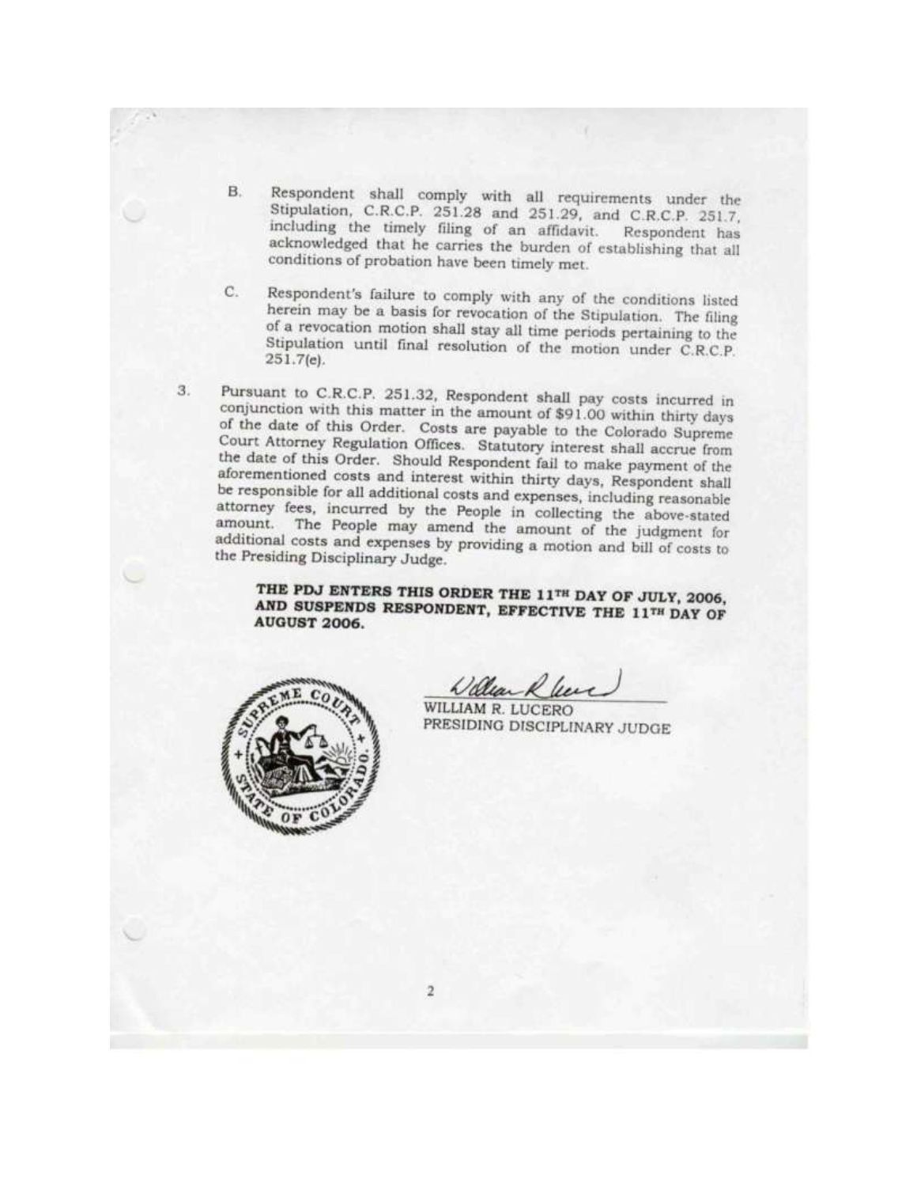B. Respondent shall comply with all requirements under the Stipulation, C.R.C.P. 251.28 and 251.29, and C.R.C.P. 251.7, including the timely filing of an affidavit. Respondent has acknowledged that he carries the burden of establishing that all conditions of probation have been timely met.

C. Respondent's failure to comply with any of the conditions listed herein may be a basis for revocation of the Stipulation. The filing of a revocation motion shall stay all time periods pertaining to the Stipulation until final resolution of the motion under C.R.C.P. 251.7(e).

3. Pursuant to C.R.C.P. 251.32, Respondent shall pay costs incurred in conjunction with this matter in the amount of $91.00 within thirty days of the date of this Order. Costs are payable to the Colorado Supreme Court Attorney Regulation Offices. Statutory interest shall accrue from the date of this Order. Should Respondent fail to make payment of the aforementioned costs and interest within thirty days, Respondent shall be responsible for all additional costs and expenses, including reasonable attorney fees, incurred by the People in collecting the above-stated amount. The People may amend the amount of the judgment for additional costs and expenses by providing a motion and bill of costs to the Presiding Disciplinary Judge.

**THE PDJ ENTERS THIS ORDER THE 11TH DAY OF JULY, 2006, AND SUSPENDS RESPONDENT, EFFECTIVE THE 11TH DAY OF AUGUST 2006.**

WILLIAM R. LUCERO
PRESIDING DISCIPLINARY JUDGE